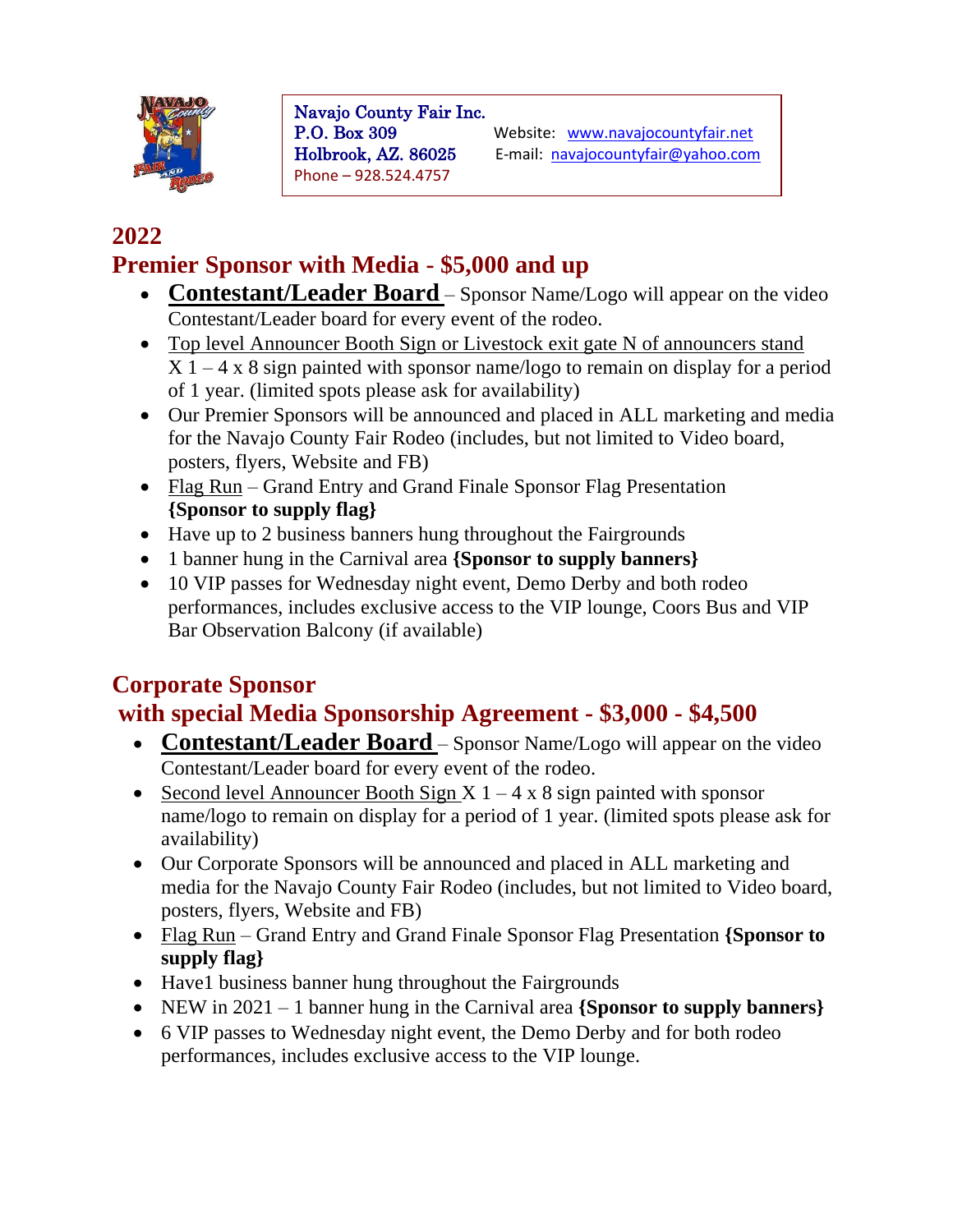Navajo County Fair Inc.
P.O. Box 309
Holbrook, AZ. 86025
Phone – 928.524.4757

Website: www.navajocountyfair.net
E-mail: navajocountyfair@yahoo.com

## 2022
## Premier Sponsor with Media - $5,000 and up

- **Contestant/Leader Board** – Sponsor Name/Logo will appear on the video Contestant/Leader board for every event of the rodeo.
- Top level Announcer Booth Sign or Livestock exit gate N of announcers stand X 1 – 4 x 8 sign painted with sponsor name/logo to remain on display for a period of 1 year. (limited spots please ask for availability)
- Our Premier Sponsors will be announced and placed in ALL marketing and media for the Navajo County Fair Rodeo (includes, but not limited to Video board, posters, flyers, Website and FB)
- Flag Run – Grand Entry and Grand Finale Sponsor Flag Presentation **{Sponsor to supply flag}**
- Have up to 2 business banners hung throughout the Fairgrounds
- 1 banner hung in the Carnival area **{Sponsor to supply banners}**
- 10 VIP passes for Wednesday night event, Demo Derby and both rodeo performances, includes exclusive access to the VIP lounge, Coors Bus and VIP Bar Observation Balcony (if available)

## Corporate Sponsor
## with special Media Sponsorship Agreement - $3,000 - $4,500

- **Contestant/Leader Board** – Sponsor Name/Logo will appear on the video Contestant/Leader board for every event of the rodeo.
- Second level Announcer Booth Sign X 1 – 4 x 8 sign painted with sponsor name/logo to remain on display for a period of 1 year. (limited spots please ask for availability)
- Our Corporate Sponsors will be announced and placed in ALL marketing and media for the Navajo County Fair Rodeo (includes, but not limited to Video board, posters, flyers, Website and FB)
- Flag Run – Grand Entry and Grand Finale Sponsor Flag Presentation **{Sponsor to supply flag}**
- Have1 business banner hung throughout the Fairgrounds
- NEW in 2021 – 1 banner hung in the Carnival area **{Sponsor to supply banners}**
- 6 VIP passes to Wednesday night event, the Demo Derby and for both rodeo performances, includes exclusive access to the VIP lounge.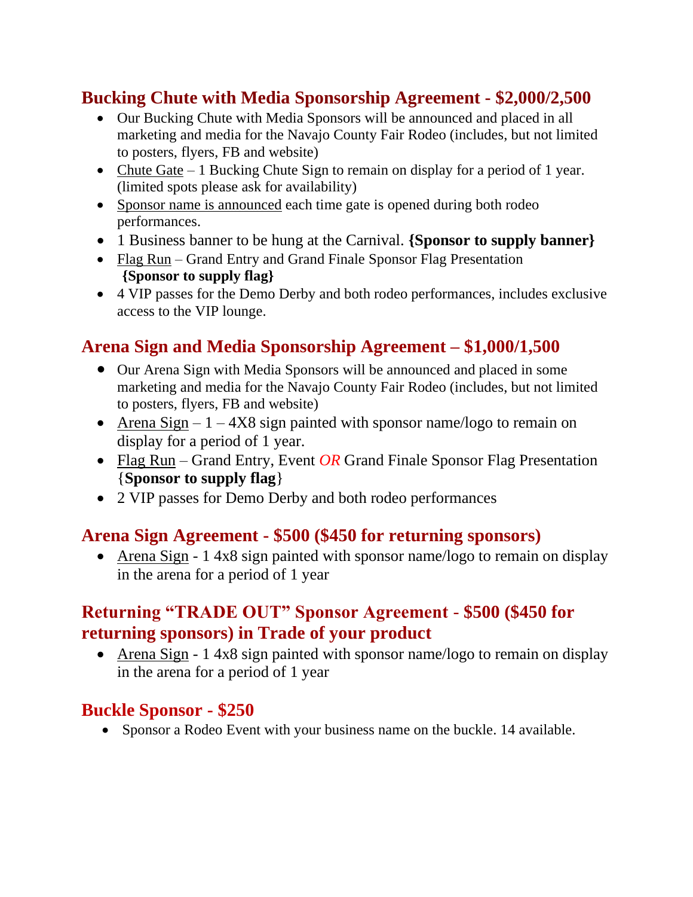## Bucking Chute with Media Sponsorship Agreement - $2,000/2,500

- Our Bucking Chute with Media Sponsors will be announced and placed in all marketing and media for the Navajo County Fair Rodeo (includes, but not limited to posters, flyers, FB and website)
- Chute Gate – 1 Bucking Chute Sign to remain on display for a period of 1 year. (limited spots please ask for availability)
- Sponsor name is announced each time gate is opened during both rodeo performances.
- 1 Business banner to be hung at the Carnival. **{Sponsor to supply banner}**
- Flag Run – Grand Entry and Grand Finale Sponsor Flag Presentation **{Sponsor to supply flag}**
- 4 VIP passes for the Demo Derby and both rodeo performances, includes exclusive access to the VIP lounge.

## Arena Sign and Media Sponsorship Agreement – $1,000/1,500

- Our Arena Sign with Media Sponsors will be announced and placed in some marketing and media for the Navajo County Fair Rodeo (includes, but not limited to posters, flyers, FB and website)
- Arena Sign – 1 – 4X8 sign painted with sponsor name/logo to remain on display for a period of 1 year.
- Flag Run – Grand Entry, Event *OR* Grand Finale Sponsor Flag Presentation {**Sponsor to supply flag**}
- 2 VIP passes for Demo Derby and both rodeo performances

## Arena Sign Agreement - $500 ($450 for returning sponsors)

- Arena Sign - 1 4x8 sign painted with sponsor name/logo to remain on display in the arena for a period of 1 year

## Returning "TRADE OUT" Sponsor Agreement - $500 ($450 for returning sponsors) in Trade of your product

- Arena Sign - 1 4x8 sign painted with sponsor name/logo to remain on display in the arena for a period of 1 year

## Buckle Sponsor - $250

- Sponsor a Rodeo Event with your business name on the buckle. 14 available.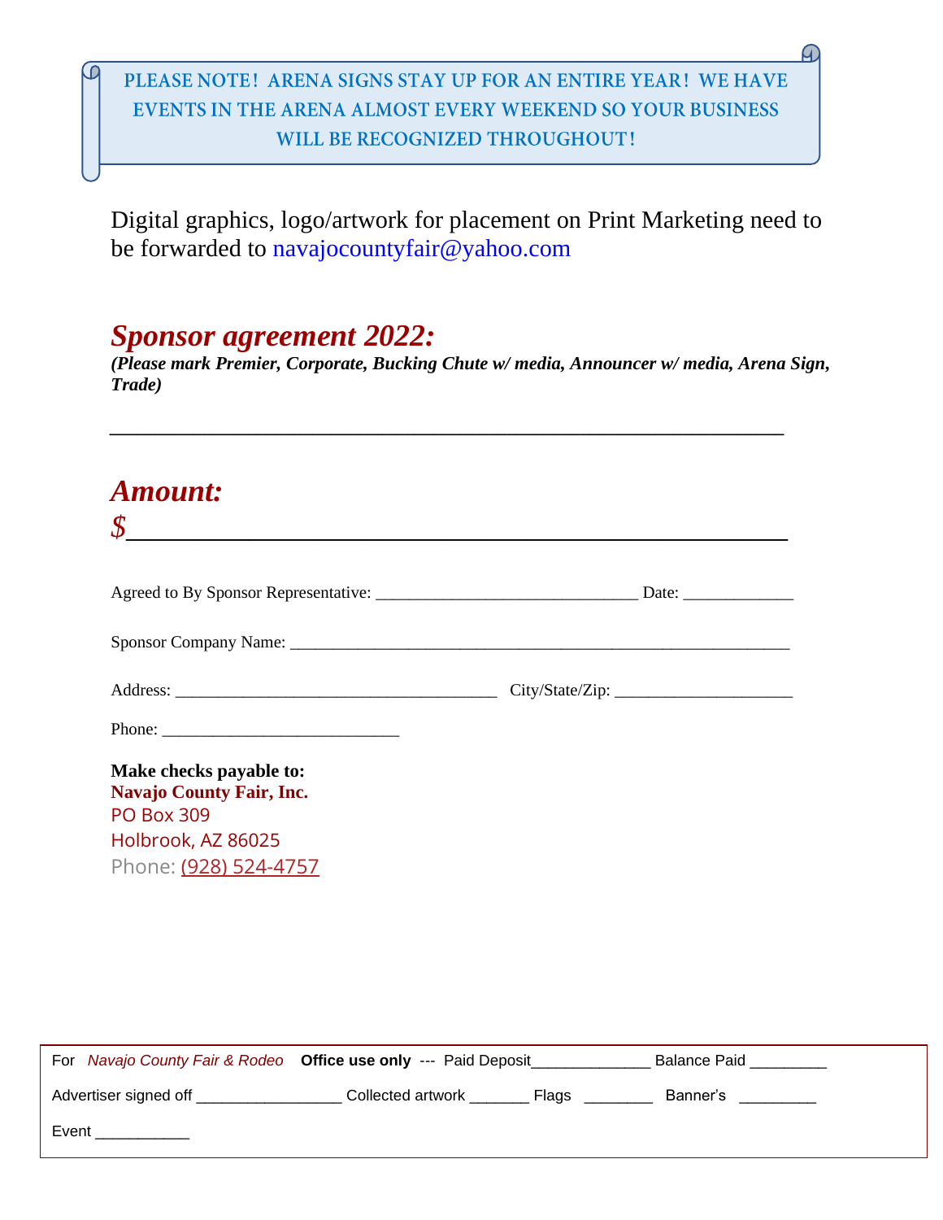**PLEASE NOTE! ARENA SIGNS STAY UP FOR AN ENTIRE YEAR! WE HAVE EVENTS IN THE ARENA ALMOST EVERY WEEKEND SO YOUR BUSINESS WILL BE RECOGNIZED THROUGHOUT!**

Digital graphics, logo/artwork for placement on Print Marketing need to be forwarded to navajocountyfair@yahoo.com

## *Sponsor agreement 2022:*

***(Please mark Premier, Corporate, Bucking Chute w/ media, Announcer w/ media, Arena Sign, Trade)***

______________________________________________________________

## *Amount:*

*$*______________________________________________________

Agreed to By Sponsor Representative: _______________________________ Date: _____________

Sponsor Company Name: _____________________________________________________________

Address: ______________________________________ City/State/Zip: _____________________

Phone: ____________________________

**Make checks payable to:**
**Navajo County Fair, Inc.**
PO Box 309
Holbrook, AZ 86025
Phone: (928) 524-4757

For *Navajo County Fair & Rodeo* **Office use only** --- Paid Deposit______________ Balance Paid _________

Advertiser signed off _________________ Collected artwork _______ Flags ________ Banner's _________

Event ___________